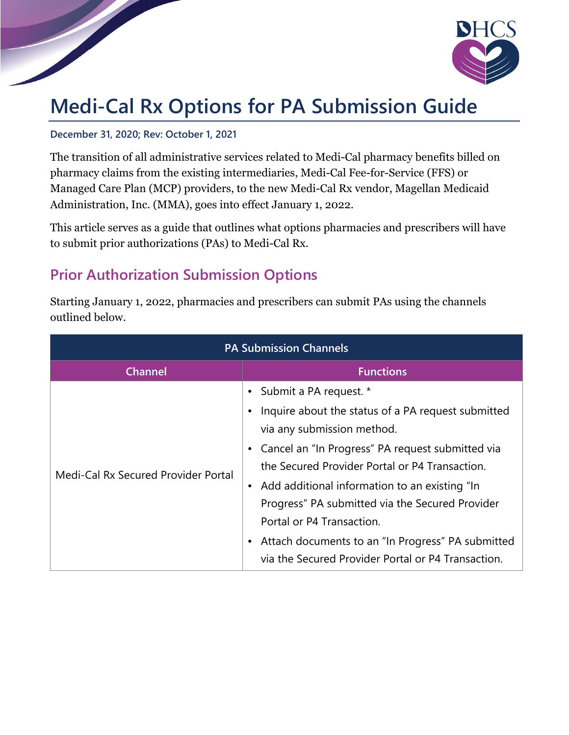# Medi-Cal Rx Options for PA Submission Guide

**December 31, 2020; Rev: October 1, 2021**

The transition of all administrative services related to Medi-Cal pharmacy benefits billed on pharmacy claims from the existing intermediaries, Medi-Cal Fee-for-Service (FFS) or Managed Care Plan (MCP) providers, to the new Medi-Cal Rx vendor, Magellan Medicaid Administration, Inc. (MMA), goes into effect January 1, 2022.

This article serves as a guide that outlines what options pharmacies and prescribers will have to submit prior authorizations (PAs) to Medi-Cal Rx.

## Prior Authorization Submission Options

Starting January 1, 2022, pharmacies and prescribers can submit PAs using the channels outlined below.

| PA Submission Channels | |
|---|---|
| **Channel** | **Functions** |
| Medi-Cal Rx Secured Provider Portal | • Submit a PA request. * <br>• Inquire about the status of a PA request submitted via any submission method. <br>• Cancel an "In Progress" PA request submitted via the Secured Provider Portal or P4 Transaction. <br>• Add additional information to an existing "In Progress" PA submitted via the Secured Provider Portal or P4 Transaction. <br>• Attach documents to an "In Progress" PA submitted via the Secured Provider Portal or P4 Transaction. |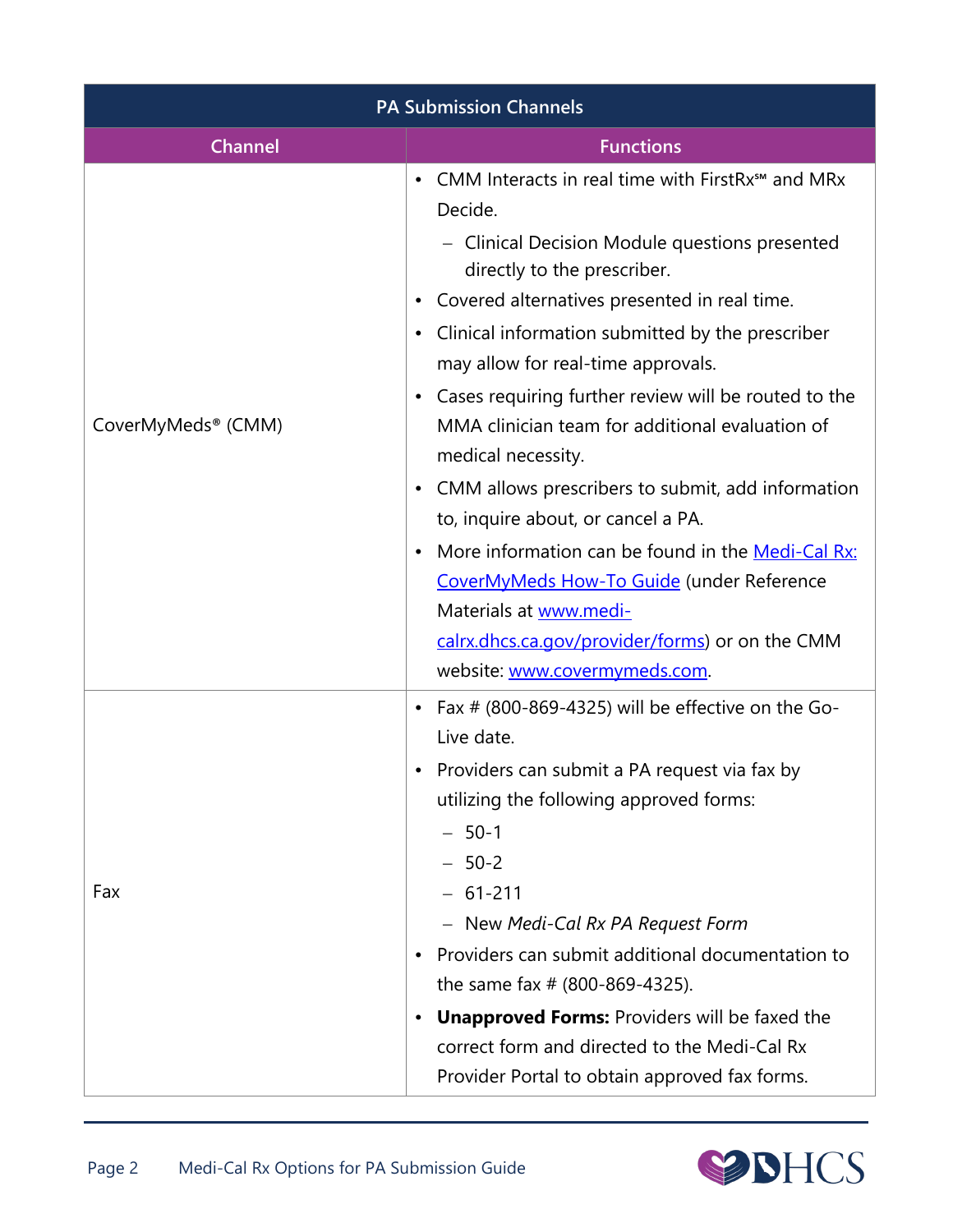| PA Submission Channels | |
|---|---|
| **Channel** | **Functions** |
| CoverMyMeds® (CMM) | • CMM Interacts in real time with FirstRx℠ and MRx Decide.<br>  – Clinical Decision Module questions presented directly to the prescriber.<br>• Covered alternatives presented in real time.<br>• Clinical information submitted by the prescriber may allow for real-time approvals.<br>• Cases requiring further review will be routed to the MMA clinician team for additional evaluation of medical necessity.<br>• CMM allows prescribers to submit, add information to, inquire about, or cancel a PA.<br>• More information can be found in the Medi-Cal Rx: CoverMyMeds How-To Guide (under Reference Materials at www.medi-calrx.dhcs.ca.gov/provider/forms) or on the CMM website: www.covermymeds.com. |
| Fax | • Fax # (800-869-4325) will be effective on the Go-Live date.<br>• Providers can submit a PA request via fax by utilizing the following approved forms:<br>  – 50-1<br>  – 50-2<br>  – 61-211<br>  – New *Medi-Cal Rx PA Request Form*<br>• Providers can submit additional documentation to the same fax # (800-869-4325).<br>• **Unapproved Forms:** Providers will be faxed the correct form and directed to the Medi-Cal Rx Provider Portal to obtain approved fax forms. |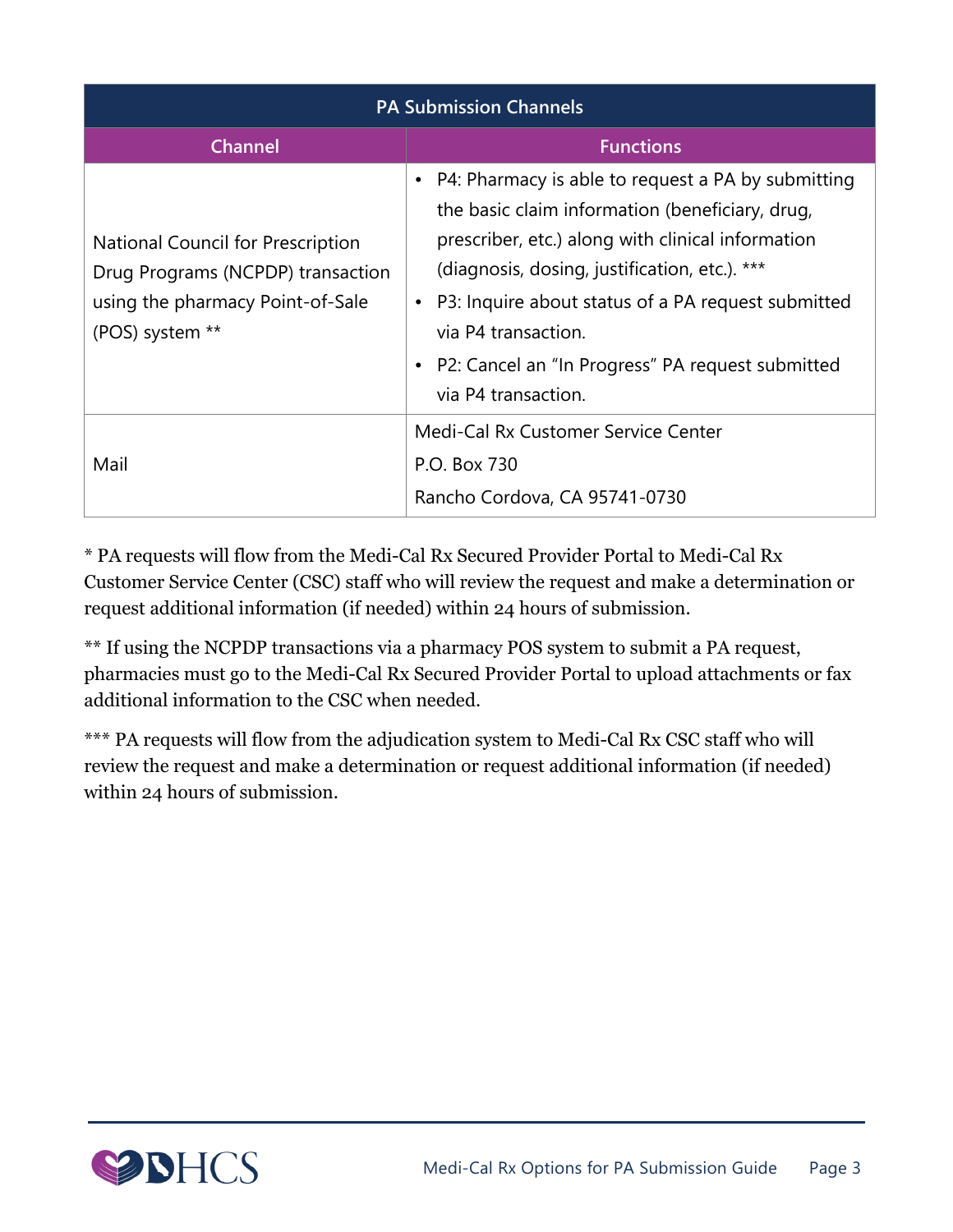| PA Submission Channels | |
|---|---|
| **Channel** | **Functions** |
| National Council for Prescription Drug Programs (NCPDP) transaction using the pharmacy Point-of-Sale (POS) system ** | • P4: Pharmacy is able to request a PA by submitting the basic claim information (beneficiary, drug, prescriber, etc.) along with clinical information (diagnosis, dosing, justification, etc.). *** <br>• P3: Inquire about status of a PA request submitted via P4 transaction. <br>• P2: Cancel an "In Progress" PA request submitted via P4 transaction. |
| Mail | Medi-Cal Rx Customer Service Center <br>P.O. Box 730 <br>Rancho Cordova, CA 95741-0730 |

* PA requests will flow from the Medi-Cal Rx Secured Provider Portal to Medi-Cal Rx Customer Service Center (CSC) staff who will review the request and make a determination or request additional information (if needed) within 24 hours of submission.

** If using the NCPDP transactions via a pharmacy POS system to submit a PA request, pharmacies must go to the Medi-Cal Rx Secured Provider Portal to upload attachments or fax additional information to the CSC when needed.

*** PA requests will flow from the adjudication system to Medi-Cal Rx CSC staff who will review the request and make a determination or request additional information (if needed) within 24 hours of submission.